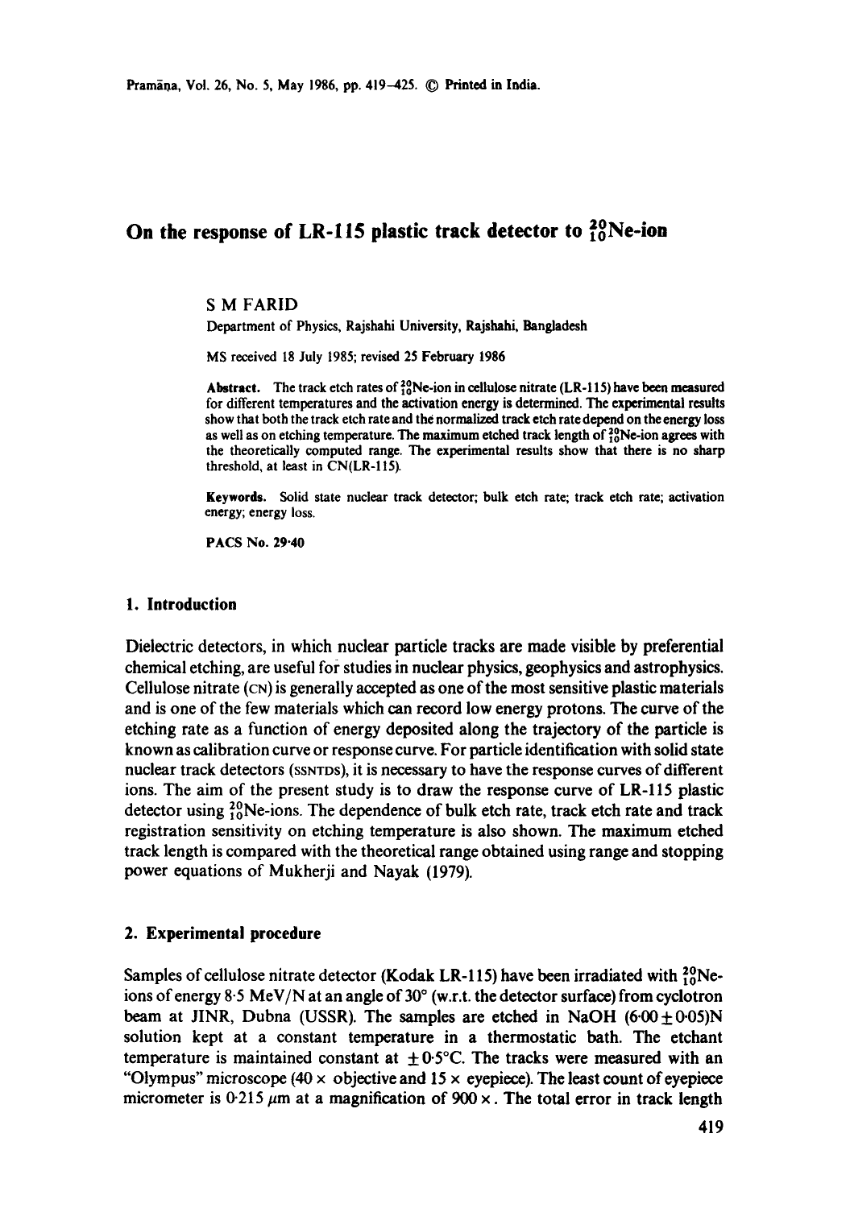# On the response of LR-115 plastic track detector to $^{20}_{10}$Ne-ion

S M FARID

Department of Physics, Rajshahi University, Rajshahi, Bangladesh

MS received 18 July 1985; revised 25 February 1986

**Abstract.** The track etch rates of $^{20}_{10}$Ne-ion in cellulose nitrate (LR-115) have been measured for different temperatures and the activation energy is determined. The experimental results show that both the track etch rate and the normalized track etch rate depend on the energy loss as well as on etching temperature. The maximum etched track length of $^{20}_{10}$Ne-ion agrees with the theoretically computed range. The experimental results show that there is no sharp threshold, at least in CN(LR-115).

**Keywords.** Solid state nuclear track detector; bulk etch rate; track etch rate; activation energy; energy loss.

PACS No. 29·40

## 1. Introduction

Dielectric detectors, in which nuclear particle tracks are made visible by preferential chemical etching, are useful for studies in nuclear physics, geophysics and astrophysics. Cellulose nitrate (CN) is generally accepted as one of the most sensitive plastic materials and is one of the few materials which can record low energy protons. The curve of the etching rate as a function of energy deposited along the trajectory of the particle is known as calibration curve or response curve. For particle identification with solid state nuclear track detectors (SSNTDs), it is necessary to have the response curves of different ions. The aim of the present study is to draw the response curve of LR-115 plastic detector using $^{20}_{10}$Ne-ions. The dependence of bulk etch rate, track etch rate and track registration sensitivity on etching temperature is also shown. The maximum etched track length is compared with the theoretical range obtained using range and stopping power equations of Mukherji and Nayak (1979).

## 2. Experimental procedure

Samples of cellulose nitrate detector (Kodak LR-115) have been irradiated with $^{20}_{10}$Ne-ions of energy 8·5 MeV/N at an angle of 30° (w.r.t. the detector surface) from cyclotron beam at JINR, Dubna (USSR). The samples are etched in NaOH $(6{\cdot}00 \pm 0{\cdot}05)$N solution kept at a constant temperature in a thermostatic bath. The etchant temperature is maintained constant at $\pm 0{\cdot}5$°C. The tracks were measured with an "Olympus" microscope (40 × objective and 15 × eyepiece). The least count of eyepiece micrometer is 0·215 $\mu$m at a magnification of 900 ×. The total error in track length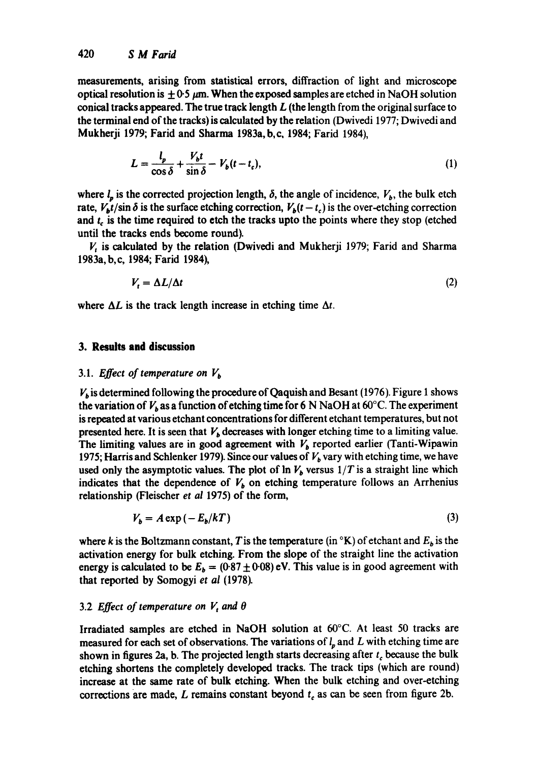measurements, arising from statistical errors, diffraction of light and microscope optical resolution is $\pm 0.5$ μm. When the exposed samples are etched in NaOH solution conical tracks appeared. The true track length $L$ (the length from the original surface to the terminal end of the tracks) is calculated by the relation (Dwivedi 1977; Dwivedi and Mukherji 1979; Farid and Sharma 1983a, b, c, 1984; Farid 1984),

$$L = \frac{l_p}{\cos\delta} + \frac{V_b t}{\sin\delta} - V_b(t - t_c), \tag{1}$$

where $l_p$ is the corrected projection length, $\delta$, the angle of incidence, $V_b$, the bulk etch rate, $V_b t/\sin\delta$ is the surface etching correction, $V_b(t - t_c)$ is the over-etching correction and $t_c$ is the time required to etch the tracks upto the points where they stop (etched until the tracks ends become round).

$V_t$ is calculated by the relation (Dwivedi and Mukherji 1979; Farid and Sharma 1983a, b, c, 1984; Farid 1984),

$$V_t = \Delta L/\Delta t \tag{2}$$

where $\Delta L$ is the track length increase in etching time $\Delta t$.

## 3. Results and discussion

### 3.1. *Effect of temperature on $V_b$*

$V_b$ is determined following the procedure of Qaquish and Besant (1976). Figure 1 shows the variation of $V_b$ as a function of etching time for 6 N NaOH at 60°C. The experiment is repeated at various etchant concentrations for different etchant temperatures, but not presented here. It is seen that $V_b$ decreases with longer etching time to a limiting value. The limiting values are in good agreement with $V_b$ reported earlier (Tanti-Wipawin 1975; Harris and Schlenker 1979). Since our values of $V_b$ vary with etching time, we have used only the asymptotic values. The plot of $\ln V_b$ versus $1/T$ is a straight line which indicates that the dependence of $V_b$ on etching temperature follows an Arrhenius relationship (Fleischer *et al* 1975) of the form,

$$V_b = A\exp(-E_b/kT) \tag{3}$$

where $k$ is the Boltzmann constant, $T$ is the temperature (in °K) of etchant and $E_b$ is the activation energy for bulk etching. From the slope of the straight line the activation energy is calculated to be $E_b = (0.87 \pm 0.08)$ eV. This value is in good agreement with that reported by Somogyi *et al* (1978).

### 3.2 *Effect of temperature on $V_t$ and $\theta$*

Irradiated samples are etched in NaOH solution at 60°C. At least 50 tracks are measured for each set of observations. The variations of $l_p$ and $L$ with etching time are shown in figures 2a, b. The projected length starts decreasing after $t_c$ because the bulk etching shortens the completely developed tracks. The track tips (which are round) increase at the same rate of bulk etching. When the bulk etching and over-etching corrections are made, $L$ remains constant beyond $t_c$ as can be seen from figure 2b.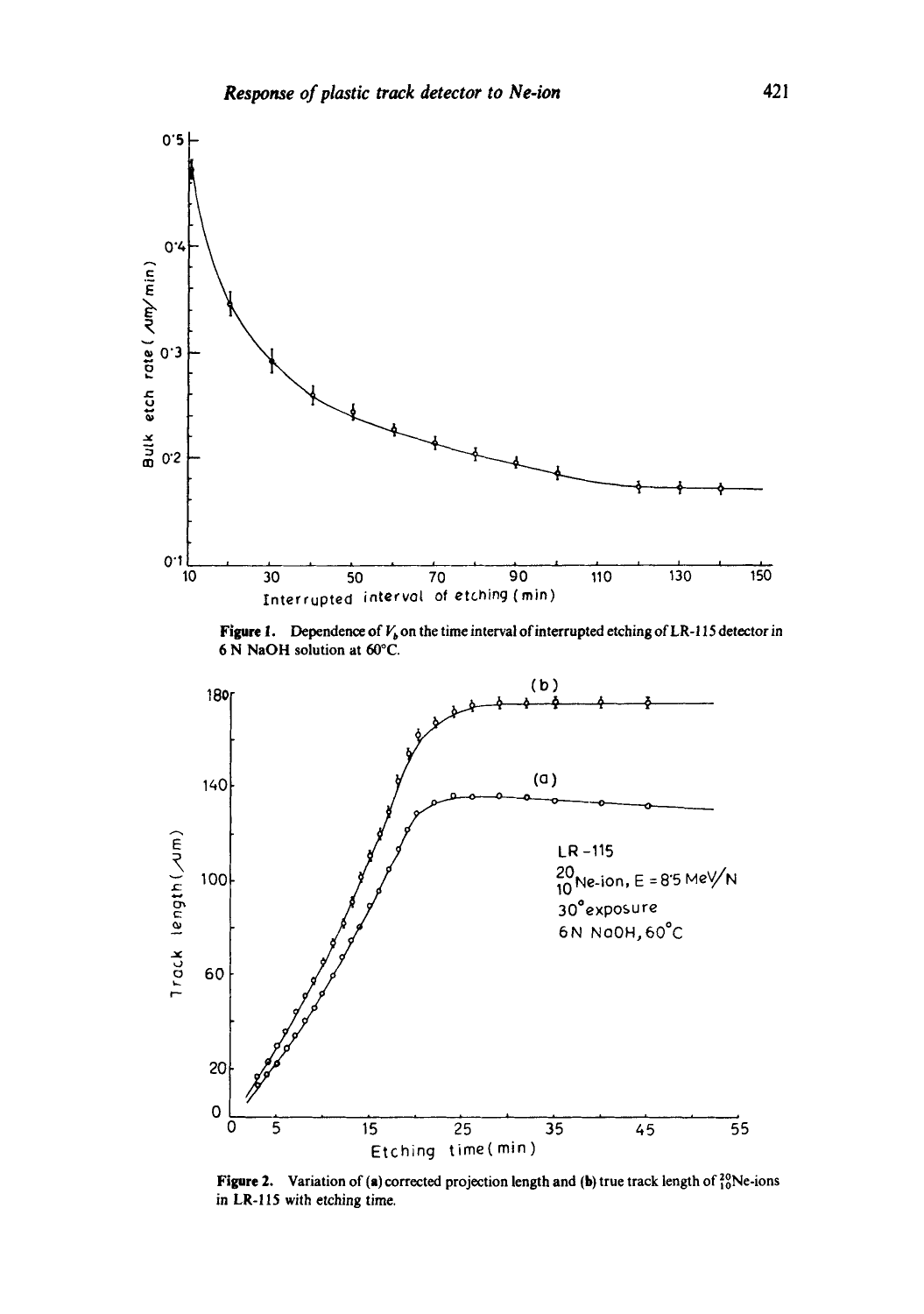**Figure 1.** Dependence of $V_b$ on the time interval of interrupted etching of LR-115 detector in 6 N NaOH solution at 60°C.

**Figure 2.** Variation of (a) corrected projection length and (b) true track length of $^{20}_{10}$Ne-ions in LR-115 with etching time.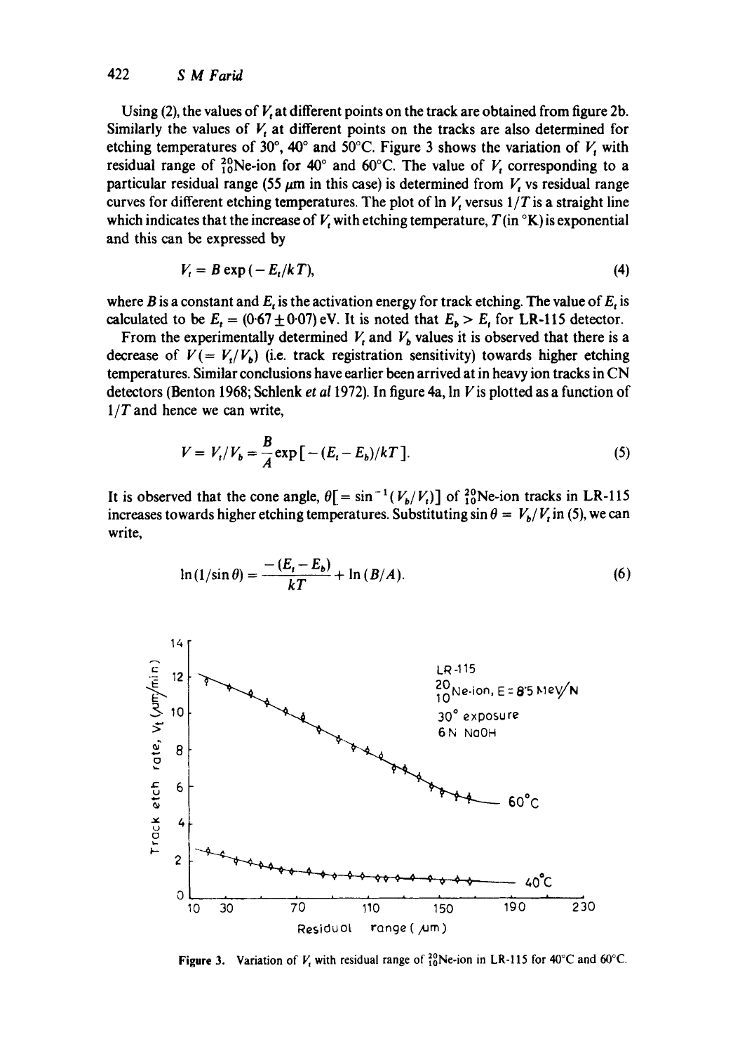Using (2), the values of $V_t$ at different points on the track are obtained from figure 2b. Similarly the values of $V_t$ at different points on the tracks are also determined for etching temperatures of 30°, 40° and 50°C. Figure 3 shows the variation of $V_t$ with residual range of $^{20}_{10}$Ne-ion for 40° and 60°C. The value of $V_t$ corresponding to a particular residual range (55 $\mu$m in this case) is determined from $V_t$ vs residual range curves for different etching temperatures. The plot of $\ln V_t$ versus $1/T$ is a straight line which indicates that the increase of $V_t$ with etching temperature, $T$ (in °K) is exponential and this can be expressed by

$$V_t = B \exp(-E_t/kT), \tag{4}$$

where $B$ is a constant and $E_t$ is the activation energy for track etching. The value of $E_t$ is calculated to be $E_t = (0{\cdot}67 \pm 0{\cdot}07)$ eV. It is noted that $E_b > E_t$ for LR-115 detector.

From the experimentally determined $V_t$ and $V_b$ values it is observed that there is a decrease of $V (= V_t/V_b)$ (i.e. track registration sensitivity) towards higher etching temperatures. Similar conclusions have earlier been arrived at in heavy ion tracks in CN detectors (Benton 1968; Schlenk *et al* 1972). In figure 4a, $\ln V$ is plotted as a function of $1/T$ and hence we can write,

$$V = V_t/V_b = \frac{B}{A}\exp[-(E_t - E_b)/kT]. \tag{5}$$

It is observed that the cone angle, $\theta[= \sin^{-1}(V_b/V_t)]$ of $^{20}_{10}$Ne-ion tracks in LR-115 increases towards higher etching temperatures. Substituting $\sin\theta = V_b/V_t$ in (5), we can write,

$$\ln(1/\sin\theta) = \frac{-(E_t - E_b)}{kT} + \ln(B/A). \tag{6}$$

**Figure 3.** Variation of $V_t$ with residual range of $^{20}_{10}$Ne-ion in LR-115 for 40°C and 60°C.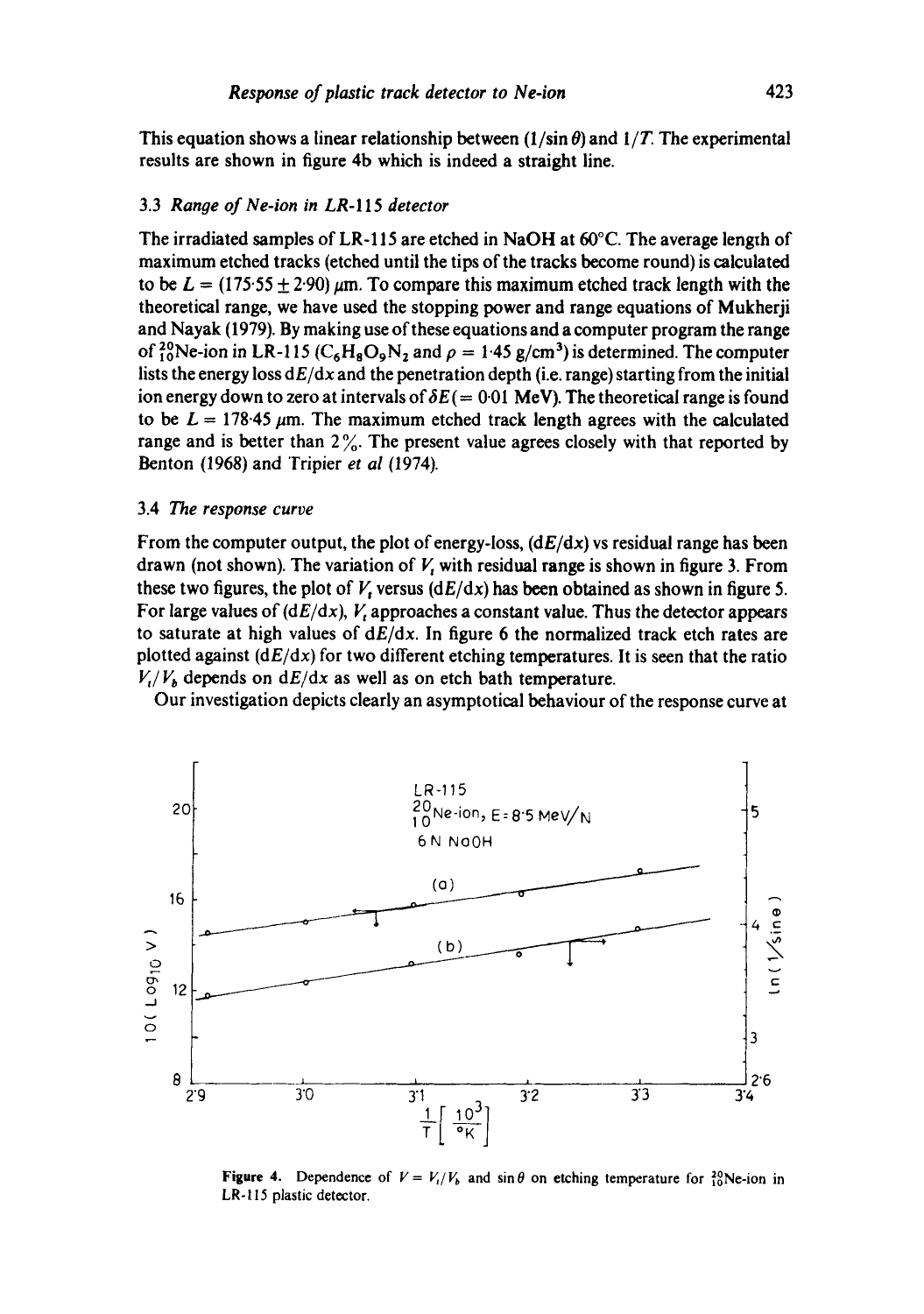This equation shows a linear relationship between $(1/\sin\theta)$ and $1/T$. The experimental results are shown in figure 4b which is indeed a straight line.

### 3.3 *Range of Ne-ion in LR-115 detector*

The irradiated samples of LR-115 are etched in NaOH at 60°C. The average length of maximum etched tracks (etched until the tips of the tracks become round) is calculated to be $L = (175.55 \pm 2.90)\ \mu$m. To compare this maximum etched track length with the theoretical range, we have used the stopping power and range equations of Mukherji and Nayak (1979). By making use of these equations and a computer program the range of $^{20}_{10}$Ne-ion in LR-115 ($C_6H_8O_9N_2$ and $\rho = 1.45$ g/cm$^3$) is determined. The computer lists the energy loss $dE/dx$ and the penetration depth (i.e. range) starting from the initial ion energy down to zero at intervals of $\delta E (= 0.01$ MeV). The theoretical range is found to be $L = 178.45\ \mu$m. The maximum etched track length agrees with the calculated range and is better than 2%. The present value agrees closely with that reported by Benton (1968) and Tripier *et al* (1974).

### 3.4 *The response curve*

From the computer output, the plot of energy-loss, $(dE/dx)$ vs residual range has been drawn (not shown). The variation of $V_t$ with residual range is shown in figure 3. From these two figures, the plot of $V_t$ versus $(dE/dx)$ has been obtained as shown in figure 5. For large values of $(dE/dx)$, $V_t$ approaches a constant value. Thus the detector appears to saturate at high values of $dE/dx$. In figure 6 the normalized track etch rates are plotted against $(dE/dx)$ for two different etching temperatures. It is seen that the ratio $V_t/V_b$ depends on $dE/dx$ as well as on etch bath temperature.

Our investigation depicts clearly an asymptotical behaviour of the response curve at

**Figure 4.** Dependence of $V = V_t/V_b$ and $\sin\theta$ on etching temperature for $^{20}_{10}$Ne-ion in LR-115 plastic detector.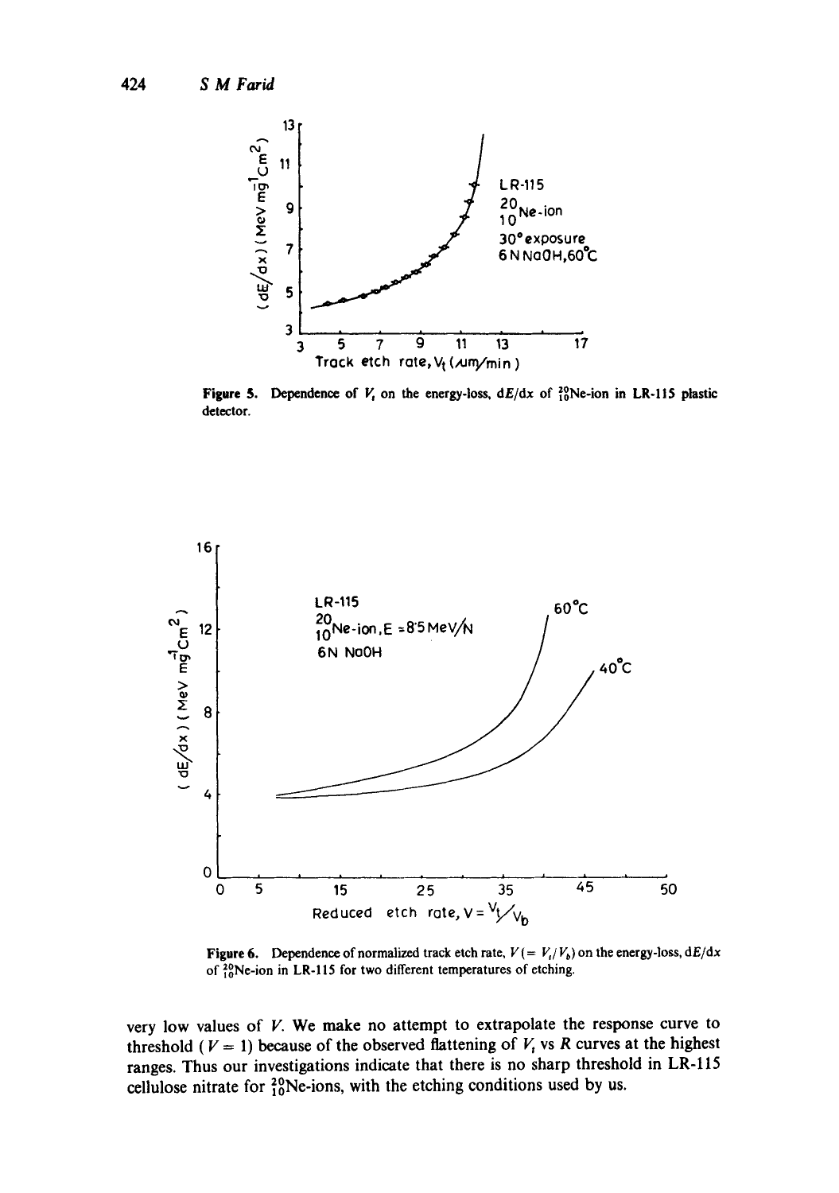**Figure 5.** Dependence of $V_t$ on the energy-loss, $dE/dx$ of $^{20}_{10}$Ne-ion in LR-115 plastic detector.

**Figure 6.** Dependence of normalized track etch rate, $V (= V_t/V_b)$ on the energy-loss, $dE/dx$ of $^{20}_{10}$Ne-ion in LR-115 for two different temperatures of etching.

very low values of $V$. We make no attempt to extrapolate the response curve to threshold ($V = 1$) because of the observed flattening of $V_t$ vs $R$ curves at the highest ranges. Thus our investigations indicate that there is no sharp threshold in LR-115 cellulose nitrate for $^{20}_{10}$Ne-ions, with the etching conditions used by us.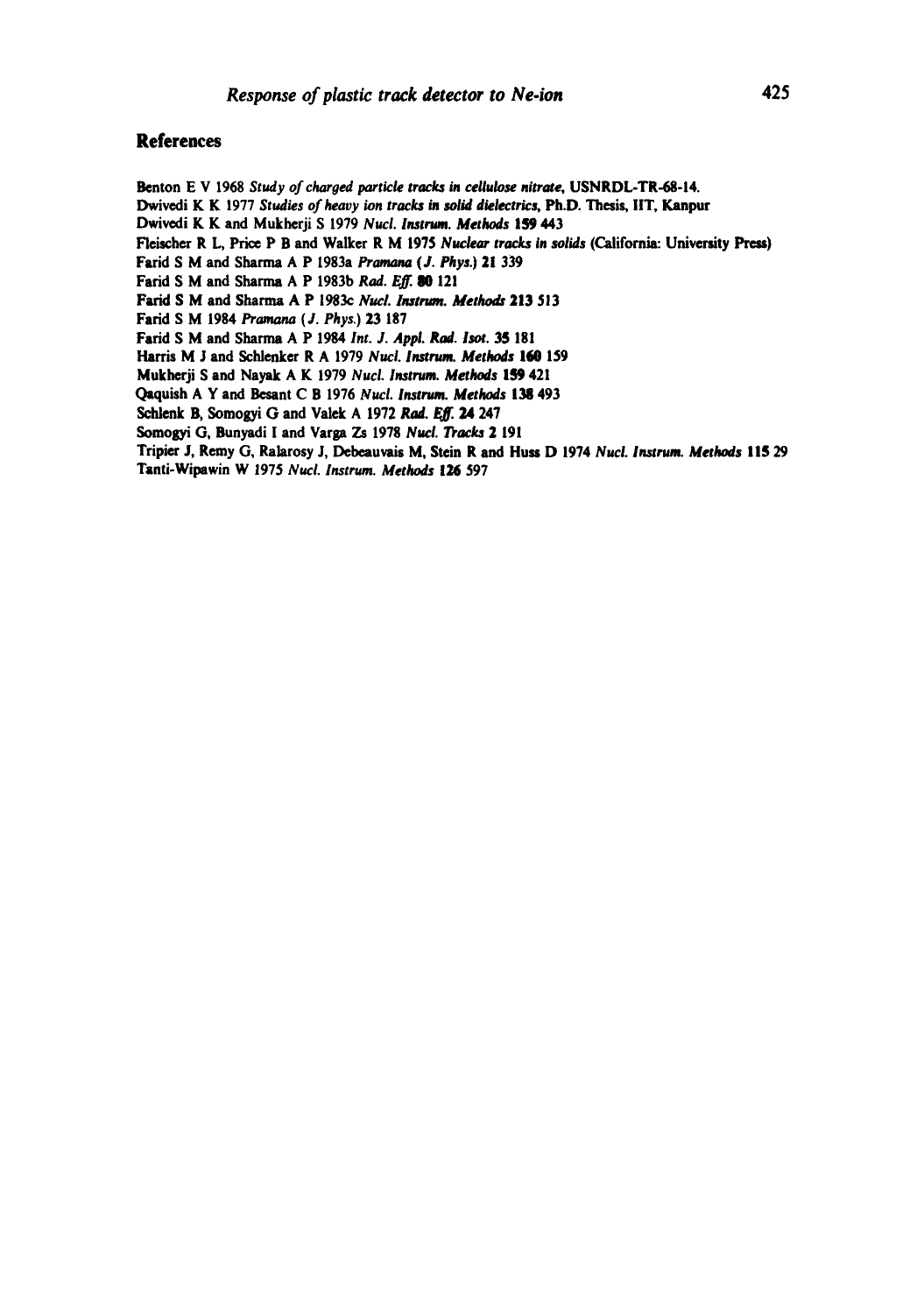## References

Benton E V 1968 *Study of charged particle tracks in cellulose nitrate*, USNRDL-TR-68-14.

Dwivedi K K 1977 *Studies of heavy ion tracks in solid dielectrics*, Ph.D. Thesis, IIT, Kanpur

Dwivedi K K and Mukherji S 1979 *Nucl. Instrum. Methods* **159** 443

Fleischer R L, Price P B and Walker R M 1975 *Nuclear tracks in solids* (California: University Press)

Farid S M and Sharma A P 1983a *Pramana* (*J. Phys.*) **21** 339

Farid S M and Sharma A P 1983b *Rad. Eff.* **80** 121

Farid S M and Sharma A P 1983c *Nucl. Instrum. Methods* **213** 513

Farid S M 1984 *Pramana* (*J. Phys.*) **23** 187

Farid S M and Sharma A P 1984 *Int. J. Appl. Rad. Isot.* **35** 181

Harris M J and Schlenker R A 1979 *Nucl. Instrum. Methods* **160** 159

Mukherji S and Nayak A K 1979 *Nucl. Instrum. Methods* **159** 421

Qaquish A Y and Besant C B 1976 *Nucl. Instrum. Methods* **138** 493

Schlenk B, Somogyi G and Valek A 1972 *Rad. Eff.* **24** 247

Somogyi G, Bunyadi I and Varga Zs 1978 *Nucl. Tracks* **2** 191

Tripier J, Remy G, Ralarosy J, Debeauvais M, Stein R and Huss D 1974 *Nucl. Instrum. Methods* **115** 29

Tanti-Wipawin W 1975 *Nucl. Instrum. Methods* **126** 597